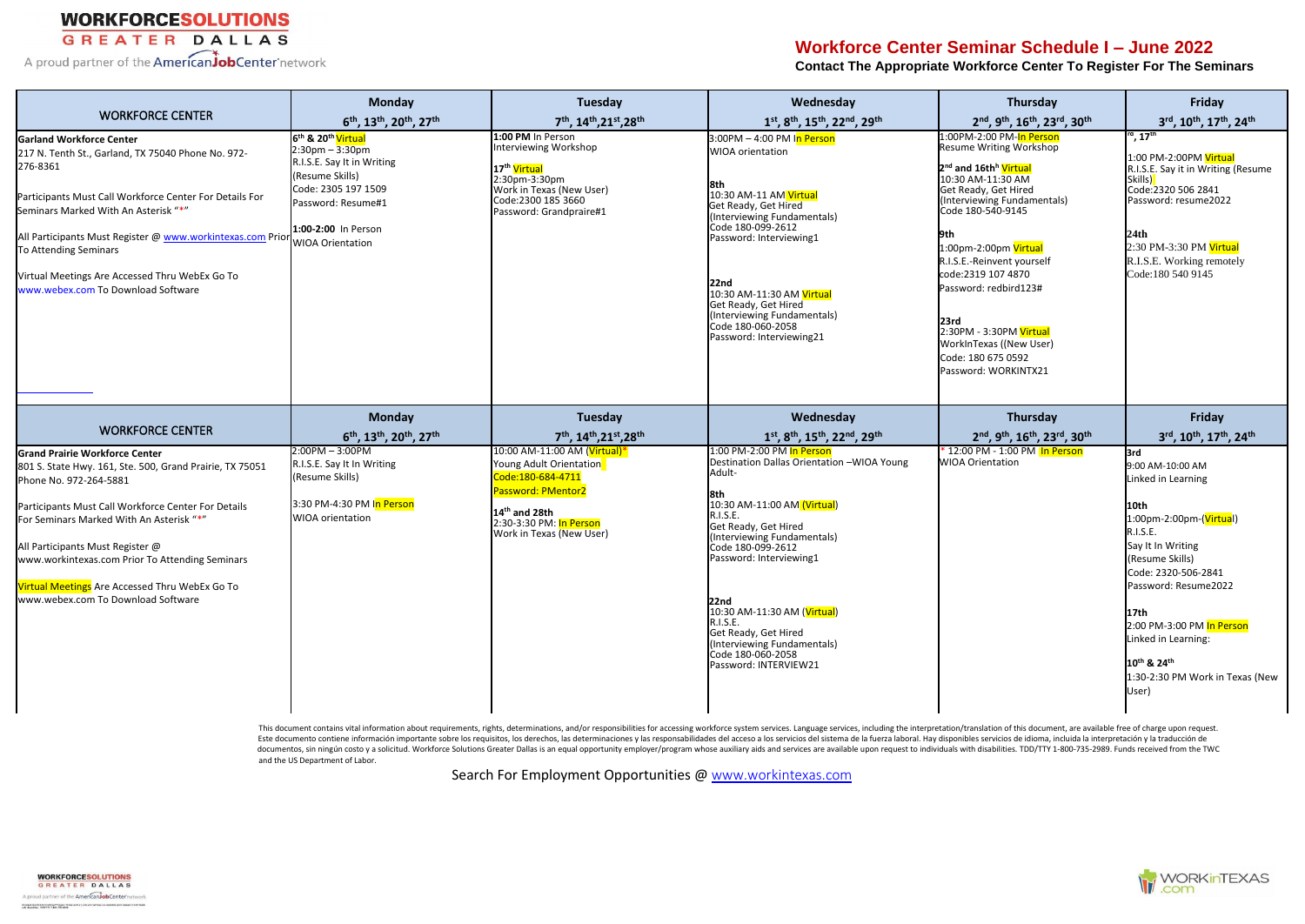**WORKFORCESOLUTIONS GREATER DALLAS**

A proud partner of the AmericanJobCenter network

# Workforce Center Seminar Schedule I – June 2022

**Contact The Appropriate Workforce Center To Register For The Seminars**

| WORKFORCE CENTER | Monday 6th, 13th, 20th, 27th | Tuesday 7th, 14th, 21st, 28th | Wednesday 1st, 8th, 15th, 22nd, 29th | Thursday 2nd, 9th, 16th, 23rd, 30th | Friday 3rd, 10th, 17th, 24th |
|---|---|---|---|---|---|
| **Garland Workforce Center**<br>217 N. Tenth St., Garland, TX 75040 Phone No. 972-276-8361<br><br>Participants Must Call Workforce Center For Details For Seminars Marked With An Asterisk "*"<br><br>All Participants Must Register @ www.workintexas.com Prior To Attending Seminars<br><br>Virtual Meetings Are Accessed Thru WebEx Go To www.webex.com To Download Software | **6th & 20th** Virtual<br>2:30pm – 3:30pm<br>R.I.S.E. Say It in Writing (Resume Skills)<br>Code: 2305 197 1509<br>Password: Resume#1<br><br>**1:00-2:00** In Person<br>WIOA Orientation | **1:00 PM** In Person<br>Interviewing Workshop<br><br>**17th** Virtual<br>2:30pm-3:30pm<br>Work in Texas (New User)<br>Code:2300 185 3660<br>Password: Grandpraire#1 | 3:00PM – 4:00 PM In Person<br>WIOA orientation<br><br>**8th**<br>10:30 AM-11 AM Virtual<br>Get Ready, Get Hired (Interviewing Fundamentals)<br>Code 180-099-2612<br>Password: Interviewing1<br><br>**22nd**<br>10:30 AM-11:30 AM Virtual<br>Get Ready, Get Hired (Interviewing Fundamentals)<br>Code 180-060-2058<br>Password: Interviewing21 | 1:00PM-2:00 PM-In Person<br>Resume Writing Workshop<br><br>**2nd and 16th** Virtual<br>10:30 AM-11:30 AM<br>Get Ready, Get Hired (Interviewing Fundamentals)<br>Code 180-540-9145<br><br>**9th**<br>1:00pm-2:00pm Virtual<br>R.I.S.E.-Reinvent yourself<br>code:2319 107 4870<br>Password: redbird123#<br><br>**23rd**<br>2:30PM - 3:30PM Virtual<br>WorkInTexas ((New User)<br>Code: 180 675 0592<br>Password: WORKINTX21 | **rd, 17th**<br>1:00 PM-2:00PM Virtual<br>R.I.S.E. Say it in Writing (Resume Skills)<br>Code:2320 506 2841<br>Password: resume2022<br><br>**24th**<br>2:30 PM-3:30 PM Virtual<br>R.I.S.E. Working remotely<br>Code:180 540 9145 |
| **Grand Prairie Workforce Center**<br>801 S. State Hwy. 161, Ste. 500, Grand Prairie, TX 75051 Phone No. 972-264-5881<br><br>Participants Must Call Workforce Center For Details For Seminars Marked With An Asterisk "*"<br><br>All Participants Must Register @ www.workintexas.com Prior To Attending Seminars<br><br>Virtual Meetings Are Accessed Thru WebEx Go To www.webex.com To Download Software | 2:00PM – 3:00PM<br>R.I.S.E. Say It In Writing (Resume Skills)<br><br>3:30 PM-4:30 PM In Person<br>WIOA orientation | 10:00 AM-11:00 AM (Virtual)*<br>Young Adult Orientation<br>Code:180-684-4711<br>Password: PMentor2<br><br>**14th and 28th**<br>2:30-3:30 PM: In Person<br>Work in Texas (New User) | 1:00 PM-2:00 PM In Person<br>Destination Dallas Orientation –WIOA Young Adult-<br><br>**8th**<br>10:30 AM-11:00 AM (Virtual)<br>R.I.S.E.<br>Get Ready, Get Hired (Interviewing Fundamentals)<br>Code 180-099-2612<br>Password: Interviewing1<br><br>**22nd**<br>10:30 AM-11:30 AM (Virtual)<br>R.I.S.E.<br>Get Ready, Get Hired (Interviewing Fundamentals)<br>Code 180-060-2058<br>Password: INTERVIEW21 | * 12:00 PM - 1:00 PM In Person<br>WIOA Orientation | **3rd**<br>9:00 AM-10:00 AM<br>Linked in Learning<br><br>**10th**<br>1:00pm-2:00pm-(Virtual)<br>R.I.S.E.<br>Say It In Writing (Resume Skills)<br>Code: 2320-506-2841<br>Password: Resume2022<br><br>**17th**<br>2:00 PM-3:00 PM In Person<br>Linked in Learning:<br><br>**10th & 24th**<br>1:30-2:30 PM Work in Texas (New User) |

This document contains vital information about requirements, rights, determinations, and/or responsibilities for accessing workforce system services. Language services, including the interpretation/translation of this document, are available free of charge upon request. Este documento contiene información importante sobre los requisitos, los derechos, las determinaciones y las responsabilidades del acceso a los servicios del sistema de la fuerza laboral. Hay disponibles servicios de idioma, incluida la interpretación y la traducción de documentos, sin ningún costo y a solicitud. Workforce Solutions Greater Dallas is an equal opportunity employer/program whose auxiliary aids and services are available upon request to individuals with disabilities. TDD/TTY 1-800-735-2989. Funds received from the TWC and the US Department of Labor.

Search For Employment Opportunities @ www.workintexas.com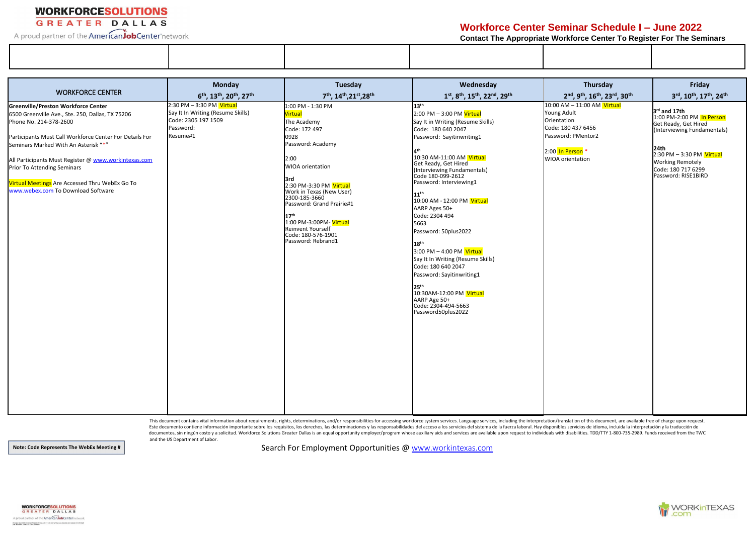WORKFORCESOLUTIONS
GREATER DALLAS
A proud partner of the AmericanJobCenter network

# Workforce Center Seminar Schedule I – June 2022

**Contact The Appropriate Workforce Center To Register For The Seminars**

| WORKFORCE CENTER | Monday 6th, 13th, 20th, 27th | Tuesday 7th, 14th, 21st, 28th | Wednesday 1st, 8th, 15th, 22nd, 29th | Thursday 2nd, 9th, 16th, 23rd, 30th | Friday 3rd, 10th, 17th, 24th |
|---|---|---|---|---|---|
| **Greenville/Preston Workforce Center** 6500 Greenville Ave., Ste. 250, Dallas, TX 75206 Phone No. 214-378-2600<br><br>Participants Must Call Workforce Center For Details For Seminars Marked With An Asterisk "*"<br><br>All Participants Must Register @ www.workintexas.com Prior To Attending Seminars<br><br>Virtual Meetings Are Accessed Thru WebEx Go To www.webex.com To Download Software | 2:30 PM – 3:30 PM Virtual<br>Say It In Writing (Resume Skills)<br>Code: 2305 197 1509<br>Password: Resume#1 | 1:00 PM - 1:30 PM Virtual<br>The Academy<br>Code: 172 497 0928<br>Password: Academy<br><br>2:00<br>WIOA orientation<br><br>**3rd**<br>2:30 PM-3:30 PM Virtual<br>Work in Texas (New User)<br>2300-185-3660<br>Password: Grand Prairie#1<br><br>**17th**<br>1:00 PM-3:00PM- Virtual<br>Reinvent Yourself<br>Code: 180-576-1901<br>Password: Rebrand1 | **13th**<br>2:00 PM – 3:00 PM Virtual<br>Say It in Writing (Resume Skills)<br>Code: 180 640 2047<br>Password: Sayitinwriting1<br><br>**4th**<br>10:30 AM-11:00 AM Virtual<br>Get Ready, Get Hired (Interviewing Fundamentals)<br>Code 180-099-2612<br>Password: Interviewing1<br><br>**11th**<br>10:00 AM - 12:00 PM Virtual<br>AARP Ages 50+<br>Code: 2304 494 5663<br>Password: 50plus2022<br><br>**18th**<br>3:00 PM – 4:00 PM Virtual<br>Say It In Writing (Resume Skills)<br>Code: 180 640 2047<br>Password: Sayitinwriting1<br><br>**25th**<br>10:30AM-12:00 PM Virtual<br>AARP Age 50+<br>Code: 2304-494-5663<br>Password50plus2022 | 10:00 AM – 11:00 AM Virtual<br>Young Adult Orientation<br>Code: 180 437 6456<br>Password: PMentor2<br><br>2:00 In Person *<br>WIOA orientation | **3rd and 17th**<br>1:00 PM-2:00 PM In Person<br>Get Ready, Get Hired (Interviewing Fundamentals)<br><br>**24th**<br>2:30 PM – 3:30 PM Virtual<br>Working Remotely<br>Code: 180 717 6299<br>Password: RISE1BIRD |

This document contains vital information about requirements, rights, determinations, and/or responsibilities for accessing workforce system services. Language services, including the interpretation/translation of this document, are available free of charge upon request. Este documento contiene información importante sobre los requisitos, los derechos, las determinaciones y las responsabilidades del acceso a los servicios del sistema de la fuerza laboral. Hay disponibles servicios de idioma, incluida la interpretación y la traducción de documentos, sin ningún costo y a solicitud. Workforce Solutions Greater Dallas is an equal opportunity employer/program whose auxiliary aids and services are available upon request to individuals with disabilities. TDD/TTY 1-800-735-2989. Funds received from the TWC and the US Department of Labor.

**Note: Code Represents The WebEx Meeting #**

Search For Employment Opportunities @ www.workintexas.com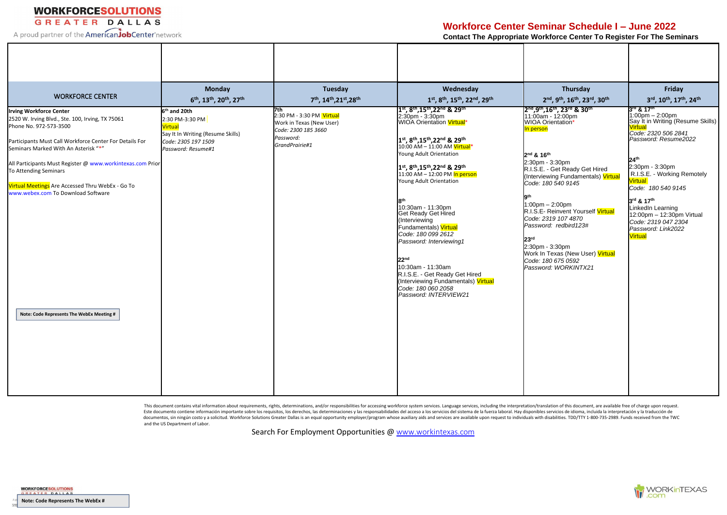**WORKFORCESOLUTIONS**
**GREATER DALLAS**
A proud partner of the AmericanJobCenter network

# Workforce Center Seminar Schedule I – June 2022

**Contact The Appropriate Workforce Center To Register For The Seminars**

| WORKFORCE CENTER | Monday<br>6th, 13th, 20th, 27th | Tuesday<br>7th, 14th, 21st, 28th | Wednesday<br>1st, 8th, 15th, 22nd, 29th | Thursday<br>2nd, 9th, 16th, 23rd, 30th | Friday<br>3rd, 10th, 17th, 24th |
|---|---|---|---|---|---|
| **Irving Workforce Center**<br>2520 W. Irving Blvd., Ste. 100, Irving, TX 75061<br>Phone No. 972-573-3500<br><br>Participants Must Call Workforce Center For Details For Seminars Marked With An Asterisk "*"<br><br>All Participants Must Register @ www.workintexas.com Prior To Attending Seminars<br><br>Virtual Meetings Are Accessed Thru WebEx - Go To www.webex.com To Download Software<br><br>**Note: Code Represents The WebEx Meeting #** | **6th and 20th**<br>2:30 PM-3:30 PM<br>Virtual<br>Say It In Writing (Resume Skills)<br>*Code: 2305 197 1509*<br>*Password: Resume#1* | **7th**<br>2:30 PM - 3:30 PM Virtual<br>Work in Texas (New User)<br>*Code: 2300 185 3660*<br>*Password: GrandPrairie#1* | **1st, 8th, 15th, 22nd & 29th**<br>2:30pm - 3:30pm<br>WIOA Orientation Virtual*<br><br>**1st, 8th, 15th, 22nd & 29th**<br>10:00 AM – 11:00 AM Virtual*<br>Young Adult Orientation<br><br>**1st, 8th, 15th, 22nd & 29th**<br>11:00 AM – 12:00 PM In person<br>Young Adult Orientation<br><br>**8th**<br>10:30am - 11:30pm<br>Get Ready Get Hired (Interviewing Fundamentals) Virtual<br>*Code: 180 099 2612*<br>*Password: Interviewing1*<br><br>**22nd**<br>10:30am - 11:30am<br>R.I.S.E. - Get Ready Get Hired (Interviewing Fundamentals) Virtual<br>*Code: 180 060 2058*<br>*Password: INTERVIEW21* | **2nd, 9th, 16th, 23rd & 30th**<br>11:00am - 12:00pm<br>WIOA Orientation*<br>In person<br><br>**2nd & 16th**<br>2:30pm - 3:30pm<br>R.I.S.E. - Get Ready Get Hired (Interviewing Fundamentals) Virtual<br>*Code: 180 540 9145*<br><br>**9th**<br>1:00pm – 2:00pm<br>R.I.S.E- Reinvent Yourself Virtual<br>*Code: 2319 107 4870*<br>*Password: redbird123#*<br><br>**23rd**<br>2:30pm - 3:30pm<br>Work In Texas (New User) Virtual<br>*Code: 180 675 0592*<br>*Password: WORKINTX21* | **3rd & 17th**<br>1:00pm – 2:00pm<br>Say It in Writing (Resume Skills)<br>Virtual<br>*Code: 2320 506 2841*<br>*Password: Resume2022*<br><br>**24th**<br>2:30pm - 3:30pm<br>R.I.S.E. - Working Remotely<br>Virtual<br>*Code: 180 540 9145*<br><br>**3rd & 17th**<br>LinkedIn Learning<br>12:00pm – 12:30pm Virtual<br>*Code: 2319 047 2304*<br>*Password: Link2022*<br>Virtual |

This document contains vital information about requirements, rights, determinations, and/or responsibilities for accessing workforce system services. Language services, including the interpretation/translation of this document, are available free of charge upon request. Este documento contiene información importante sobre los requisitos, los derechos, las determinaciones y las responsabilidades del acceso a los servicios del sistema de la fuerza laboral. Hay disponibles servicios de idioma, incluida la interpretación y la traducción de documentos, sin ningún costo y a solicitud. Workforce Solutions Greater Dallas is an equal opportunity employer/program whose auxiliary aids and services are available upon request to individuals with disabilities. TDD/TTY 1-800-735-2989. Funds received from the TWC and the US Department of Labor.

Search For Employment Opportunities @ www.workintexas.com

**Note: Code Represents The WebEx #**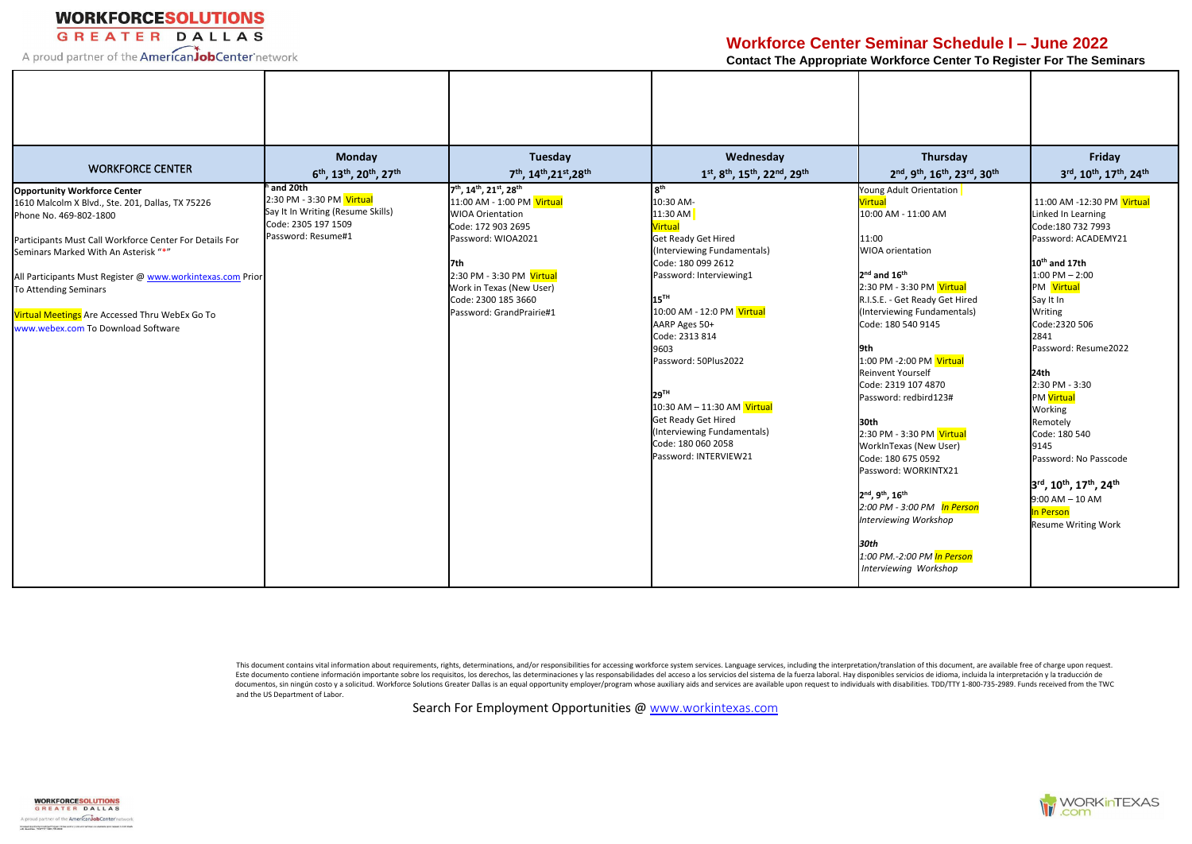**WORKFORCESOLUTIONS GREATER DALLAS**

A proud partner of the AmericanJobCenter network

# Workforce Center Seminar Schedule I – June 2022

**Contact The Appropriate Workforce Center To Register For The Seminars**

| WORKFORCE CENTER | Monday 6th, 13th, 20th, 27th | Tuesday 7th, 14th, 21st, 28th | Wednesday 1st, 8th, 15th, 22nd, 29th | Thursday 2nd, 9th, 16th, 23rd, 30th | Friday 3rd, 10th, 17th, 24th |
|---|---|---|---|---|---|
| **Opportunity Workforce Center**<br>1610 Malcolm X Blvd., Ste. 201, Dallas, TX 75226<br>Phone No. 469-802-1800<br><br>Participants Must Call Workforce Center For Details For Seminars Marked With An Asterisk "*"<br><br>All Participants Must Register @ www.workintexas.com Prior To Attending Seminars<br><br>Virtual Meetings Are Accessed Thru WebEx Go To www.webex.com To Download Software | **h and 20th**<br>2:30 PM - 3:30 PM Virtual<br>Say It In Writing (Resume Skills)<br>Code: 2305 197 1509<br>Password: Resume#1 | **7th, 14th, 21st, 28th**<br>11:00 AM - 1:00 PM Virtual<br>WIOA Orientation<br>Code: 172 903 2695<br>Password: WIOA2021<br><br>**7th**<br>2:30 PM - 3:30 PM Virtual<br>Work in Texas (New User)<br>Code: 2300 185 3660<br>Password: GrandPrairie#1 | **8th**<br>10:30 AM-11:30 AM Virtual<br>Get Ready Get Hired (Interviewing Fundamentals)<br>Code: 180 099 2612<br>Password: Interviewing1<br><br>**15TH**<br>10:00 AM - 12:0 PM Virtual<br>AARP Ages 50+<br>Code: 2313 814 9603<br>Password: 50Plus2022<br><br>**29TH**<br>10:30 AM – 11:30 AM Virtual<br>Get Ready Get Hired (Interviewing Fundamentals)<br>Code: 180 060 2058<br>Password: INTERVIEW21 | Young Adult Orientation Virtual<br>10:00 AM - 11:00 AM<br><br>11:00<br>WIOA orientation<br><br>**2nd and 16th**<br>2:30 PM - 3:30 PM Virtual<br>R.I.S.E. - Get Ready Get Hired (Interviewing Fundamentals)<br>Code: 180 540 9145<br><br>**9th**<br>1:00 PM -2:00 PM Virtual<br>Reinvent Yourself<br>Code: 2319 107 4870<br>Password: redbird123#<br><br>**30th**<br>2:30 PM - 3:30 PM Virtual<br>WorkInTexas (New User)<br>Code: 180 675 0592<br>Password: WORKINTX21<br><br>**2nd, 9th, 16th**<br>*2:00 PM - 3:00 PM In Person*<br>*Interviewing Workshop*<br><br>***30th***<br>*1:00 PM.-2:00 PM In Person*<br>*Interviewing Workshop* | 11:00 AM -12:30 PM Virtual<br>Linked In Learning<br>Code:180 732 7993<br>Password: ACADEMY21<br><br>**10th and 17th**<br>1:00 PM – 2:00 PM Virtual<br>Say It In Writing<br>Code:2320 506 2841<br>Password: Resume2022<br><br>**24th**<br>2:30 PM - 3:30 PM Virtual<br>Working Remotely<br>Code: 180 540 9145<br>Password: No Passcode<br><br>**3rd, 10th, 17th, 24th**<br>9:00 AM – 10 AM<br>In Person<br>Resume Writing Work |

This document contains vital information about requirements, rights, determinations, and/or responsibilities for accessing workforce system services. Language services, including the interpretation/translation of this document, are available free of charge upon request. Este documento contiene información importante sobre los requisitos, los derechos, las determinaciones y las responsabilidades del acceso a los servicios del sistema de la fuerza laboral. Hay disponibles servicios de idioma, incluida la interpretación y la traducción de documentos, sin ningún costo y a solicitud. Workforce Solutions Greater Dallas is an equal opportunity employer/program whose auxiliary aids and services are available upon request to individuals with disabilities. TDD/TTY 1-800-735-2989. Funds received from the TWC and the US Department of Labor.

Search For Employment Opportunities @ www.workintexas.com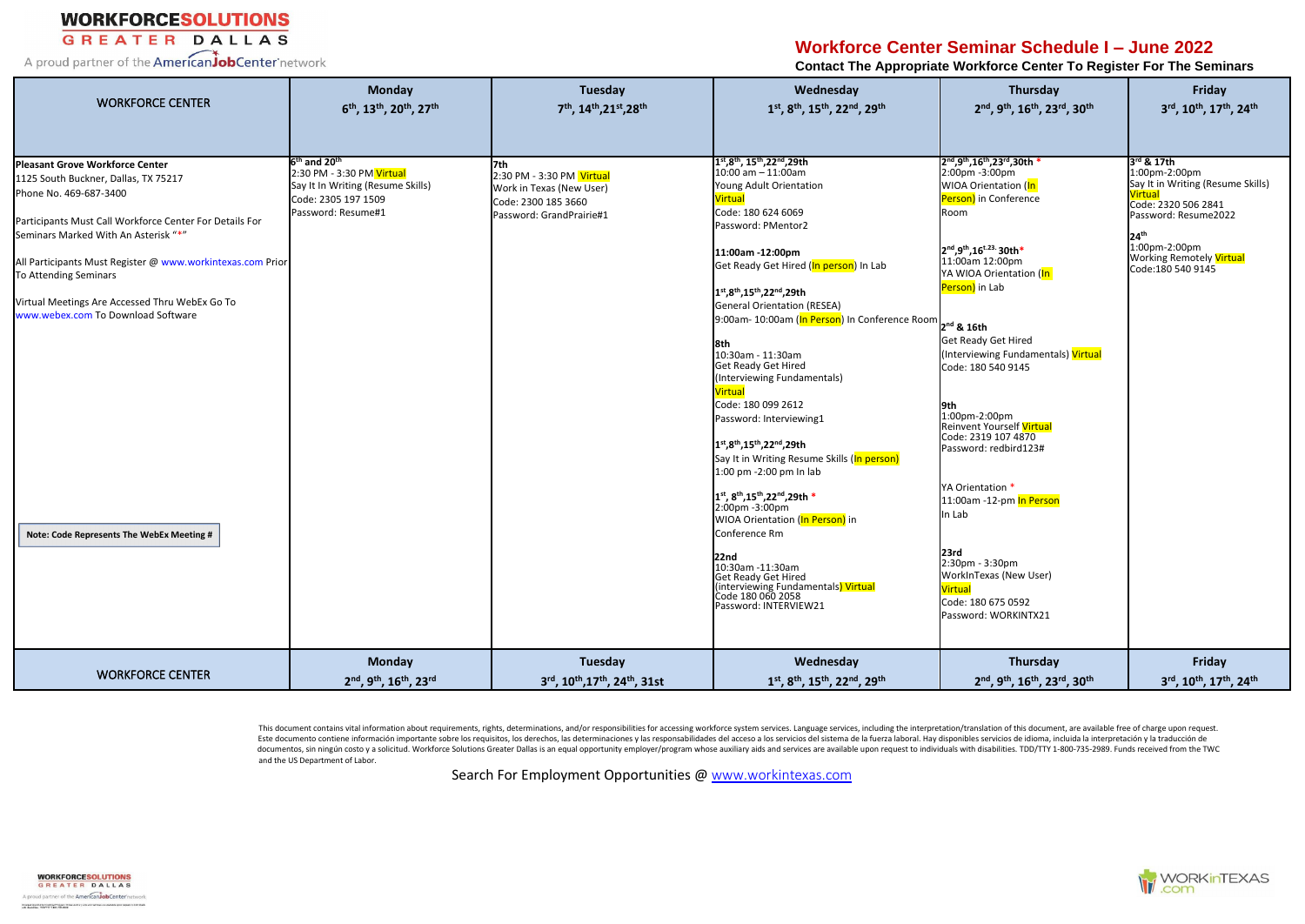WORKFORCESOLUTIONS GREATER DALLAS

A proud partner of the AmericanJobCenter network

# Workforce Center Seminar Schedule I – June 2022

**Contact The Appropriate Workforce Center To Register For The Seminars**

| WORKFORCE CENTER | Monday 6th, 13th, 20th, 27th | Tuesday 7th, 14th, 21st, 28th | Wednesday 1st, 8th, 15th, 22nd, 29th | Thursday 2nd, 9th, 16th, 23rd, 30th | Friday 3rd, 10th, 17th, 24th |
|---|---|---|---|---|---|
| **Pleasant Grove Workforce Center**<br>1125 South Buckner, Dallas, TX 75217<br>Phone No. 469-687-3400<br><br>Participants Must Call Workforce Center For Details For Seminars Marked With An Asterisk "*"<br><br>All Participants Must Register @ www.workintexas.com Prior To Attending Seminars<br><br>Virtual Meetings Are Accessed Thru WebEx Go To www.webex.com To Download Software<br><br>**Note: Code Represents The WebEx Meeting #** | **6th and 20th**<br>2:30 PM - 3:30 PM Virtual<br>Say It In Writing (Resume Skills)<br>Code: 2305 197 1509<br>Password: Resume#1 | **7th**<br>2:30 PM - 3:30 PM Virtual<br>Work in Texas (New User)<br>Code: 2300 185 3660<br>Password: GrandPrairie#1 | **1st, 8th, 15th, 22nd, 29th**<br>10:00 am – 11:00am<br>Young Adult Orientation<br>Virtual<br>Code: 180 624 6069<br>Password: PMentor2<br><br>**11:00am -12:00pm**<br>Get Ready Get Hired (In person) In Lab<br><br>**1st, 8th, 15th, 22nd, 29th**<br>General Orientation (RESEA)<br>9:00am- 10:00am (In Person) In Conference Room<br><br>**8th**<br>10:30am - 11:30am<br>Get Ready Get Hired (Interviewing Fundamentals)<br>Virtual<br>Code: 180 099 2612<br>Password: Interviewing1<br><br>**1st, 8th, 15th, 22nd, 29th**<br>Say It in Writing Resume Skills (In person)<br>1:00 pm -2:00 pm In lab<br><br>**1st, 8th, 15th, 22nd, 29th** *<br>2:00pm -3:00pm<br>WIOA Orientation (In Person) in Conference Rm<br><br>**22nd**<br>10:30am -11:30am<br>Get Ready Get Hired (interviewing Fundamentals) Virtual<br>Code 180 060 2058<br>Password: INTERVIEW21 | **2nd, 9th, 16th, 23rd, 30th** *<br>2:00pm -3:00pm<br>WIOA Orientation (In Person) in Conference Room<br><br>**2nd, 9th, 16t.23. 30th***<br>11:00am 12:00pm<br>YA WIOA Orientation (In Person) in Lab<br><br>**2nd & 16th**<br>Get Ready Get Hired (Interviewing Fundamentals) Virtual<br>Code: 180 540 9145<br><br>**9th**<br>1:00pm-2:00pm<br>Reinvent Yourself Virtual<br>Code: 2319 107 4870<br>Password: redbird123#<br><br>YA Orientation *<br>11:00am -12-pm In Person<br>In Lab<br><br>**23rd**<br>2:30pm - 3:30pm<br>WorkInTexas (New User)<br>Virtual<br>Code: 180 675 0592<br>Password: WORKINTX21 | **3rd & 17th**<br>1:00pm-2:00pm<br>Say It in Writing (Resume Skills)<br>Virtual<br>Code: 2320 506 2841<br>Password: Resume2022<br><br>**24th**<br>1:00pm-2:00pm<br>Working Remotely Virtual<br>Code:180 540 9145 |
| WORKFORCE CENTER | Monday 2nd, 9th, 16th, 23rd | Tuesday 3rd, 10th, 17th, 24th, 31st | Wednesday 1st, 8th, 15th, 22nd, 29th | Thursday 2nd, 9th, 16th, 23rd, 30th | Friday 3rd, 10th, 17th, 24th |

This document contains vital information about requirements, rights, determinations, and/or responsibilities for accessing workforce system services. Language services, including the interpretation/translation of this document, are available free of charge upon request. Este documento contiene información importante sobre los requisitos, los derechos, las determinaciones y las responsabilidades del acceso a los servicios del sistema de la fuerza laboral. Hay disponibles servicios de idioma, incluida la interpretación y la traducción de documentos, sin ningún costo y a solicitud. Workforce Solutions Greater Dallas is an equal opportunity employer/program whose auxiliary aids and services are available upon request to individuals with disabilities. TDD/TTY 1-800-735-2989. Funds received from the TWC and the US Department of Labor.

Search For Employment Opportunities @ www.workintexas.com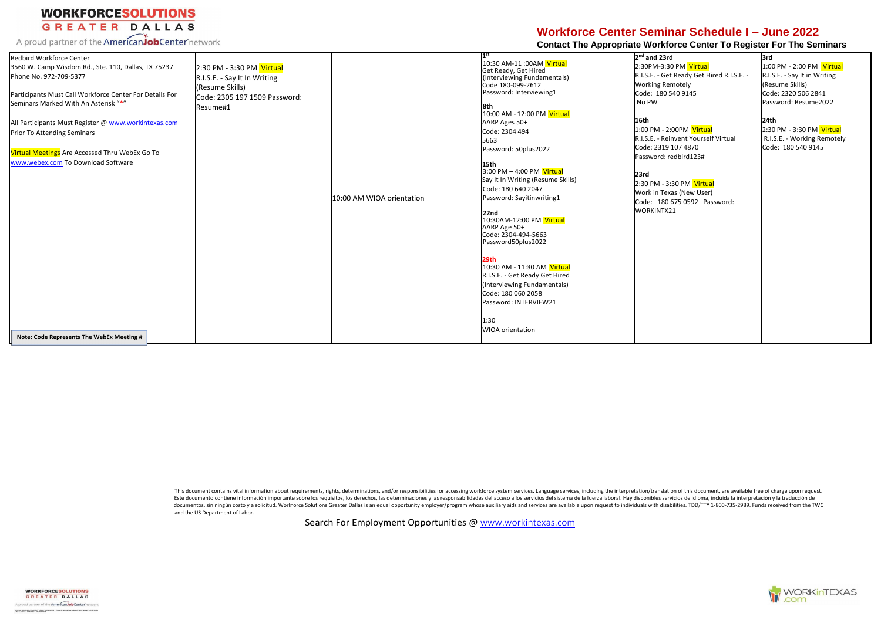**WORKFORCESOLUTIONS GREATER DALLAS**

A proud partner of the AmericanJobCenter network

# Workforce Center Seminar Schedule I – June 2022

**Contact The Appropriate Workforce Center To Register For The Seminars**

| | | | | | |
|---|---|---|---|---|---|
| Redbird Workforce Center<br>3560 W. Camp Wisdom Rd., Ste. 110, Dallas, TX 75237<br>Phone No. 972-709-5377<br><br>Participants Must Call Workforce Center For Details For Seminars Marked With An Asterisk "*"<br><br>All Participants Must Register @ www.workintexas.com Prior To Attending Seminars<br><br>Virtual Meetings Are Accessed Thru WebEx Go To www.webex.com To Download Software<br><br>**Note: Code Represents The WebEx Meeting #** | 2:30 PM - 3:30 PM Virtual<br>R.I.S.E. - Say It In Writing (Resume Skills)<br>Code: 2305 197 1509 Password: Resume#1 | 10:00 AM WIOA orientation | **1st**<br>10:30 AM-11 :00AM Virtual<br>Get Ready, Get Hired (Interviewing Fundamentals)<br>Code 180-099-2612<br>Password: Interviewing1<br><br>**8th**<br>10:00 AM - 12:00 PM Virtual<br>AARP Ages 50+<br>Code: 2304 494 5663<br>Password: 50plus2022<br><br>**15th**<br>3:00 PM – 4:00 PM Virtual<br>Say It In Writing (Resume Skills)<br>Code: 180 640 2047<br>Password: Sayitinwriting1<br><br>**22nd**<br>10:30AM-12:00 PM Virtual<br>AARP Age 50+<br>Code: 2304-494-5663<br>Password50plus2022<br><br>**29th**<br>10:30 AM - 11:30 AM Virtual<br>R.I.S.E. - Get Ready Get Hired (Interviewing Fundamentals)<br>Code: 180 060 2058<br>Password: INTERVIEW21<br><br>1:30<br>WIOA orientation | **2nd and 23rd**<br>2:30PM-3:30 PM Virtual<br>R.I.S.E. - Get Ready Get Hired R.I.S.E. - Working Remotely<br>Code: 180 540 9145<br>No PW<br><br>**16th**<br>1:00 PM - 2:00PM Virtual<br>R.I.S.E. - Reinvent Yourself Virtual<br>Code: 2319 107 4870<br>Password: redbird123#<br><br>**23rd**<br>2:30 PM - 3:30 PM Virtual<br>Work in Texas (New User)<br>Code: 180 675 0592 Password: WORKINTX21 | **3rd**<br>1:00 PM - 2:00 PM Virtual<br>R.I.S.E. - Say It in Writing (Resume Skills)<br>Code: 2320 506 2841<br>Password: Resume2022<br><br>**24th**<br>2:30 PM - 3:30 PM Virtual<br>R.I.S.E. - Working Remotely<br>Code: 180 540 9145 |

This document contains vital information about requirements, rights, determinations, and/or responsibilities for accessing workforce system services. Language services, including the interpretation/translation of this document, are available free of charge upon request. Este documento contiene información importante sobre los requisitos, los derechos, las determinaciones y las responsabilidades del acceso a los servicios del sistema de la fuerza laboral. Hay disponibles servicios de idioma, incluida la interpretación y la traducción de documentos, sin ningún costo y a solicitud. Workforce Solutions Greater Dallas is an equal opportunity employer/program whose auxiliary aids and services are available upon request to individuals with disabilities. TDD/TTY 1-800-735-2989. Funds received from the TWC and the US Department of Labor.

Search For Employment Opportunities @ www.workintexas.com